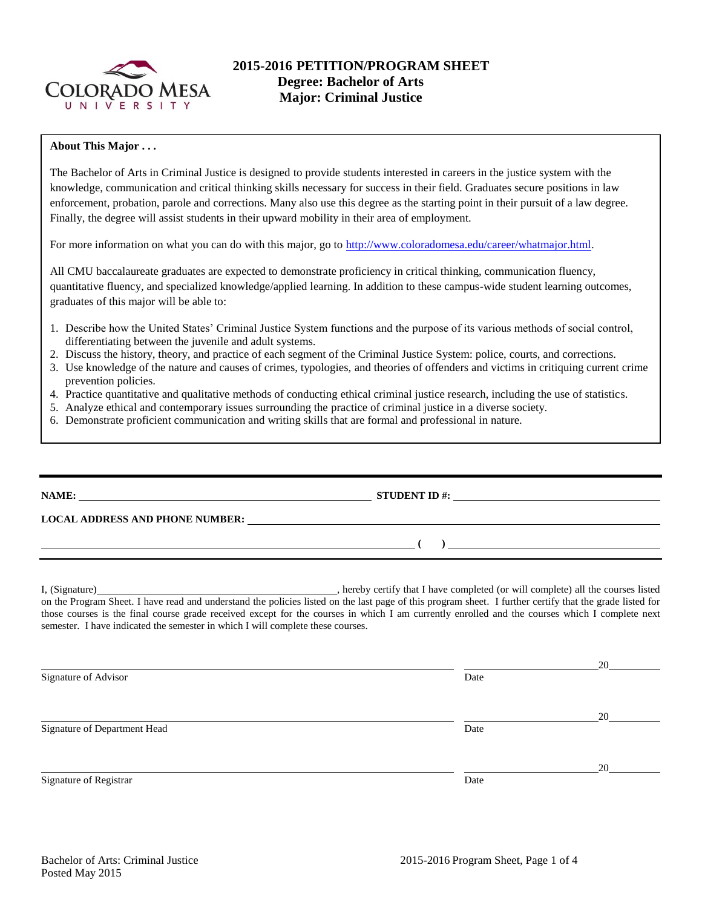# 2015-2016 PETITION/PROGRAM SHEET
## Degree: Bachelor of Arts
## Major: Criminal Justice

**About This Major . . .**

The Bachelor of Arts in Criminal Justice is designed to provide students interested in careers in the justice system with the knowledge, communication and critical thinking skills necessary for success in their field. Graduates secure positions in law enforcement, probation, parole and corrections. Many also use this degree as the starting point in their pursuit of a law degree. Finally, the degree will assist students in their upward mobility in their area of employment.

For more information on what you can do with this major, go to http://www.coloradomesa.edu/career/whatmajor.html.

All CMU baccalaureate graduates are expected to demonstrate proficiency in critical thinking, communication fluency, quantitative fluency, and specialized knowledge/applied learning. In addition to these campus-wide student learning outcomes, graduates of this major will be able to:

1. Describe how the United States' Criminal Justice System functions and the purpose of its various methods of social control, differentiating between the juvenile and adult systems.
2. Discuss the history, theory, and practice of each segment of the Criminal Justice System: police, courts, and corrections.
3. Use knowledge of the nature and causes of crimes, typologies, and theories of offenders and victims in critiquing current crime prevention policies.
4. Practice quantitative and qualitative methods of conducting ethical criminal justice research, including the use of statistics.
5. Analyze ethical and contemporary issues surrounding the practice of criminal justice in a diverse society.
6. Demonstrate proficient communication and writing skills that are formal and professional in nature.

---

**NAME:** ______________________________ **STUDENT ID #:** ______________________________

**LOCAL ADDRESS AND PHONE NUMBER:** ______________________________

______________________________ **( )** ______________________________

I, (Signature)______________________________, hereby certify that I have completed (or will complete) all the courses listed on the Program Sheet. I have read and understand the policies listed on the last page of this program sheet. I further certify that the grade listed for those courses is the final course grade received except for the courses in which I am currently enrolled and the courses which I complete next semester. I have indicated the semester in which I will complete these courses.

______________________________ ______________ 20______
Signature of Advisor Date

______________________________ ______________ 20______
Signature of Department Head Date

______________________________ ______________ 20______
Signature of Registrar Date

Bachelor of Arts: Criminal Justice
Posted May 2015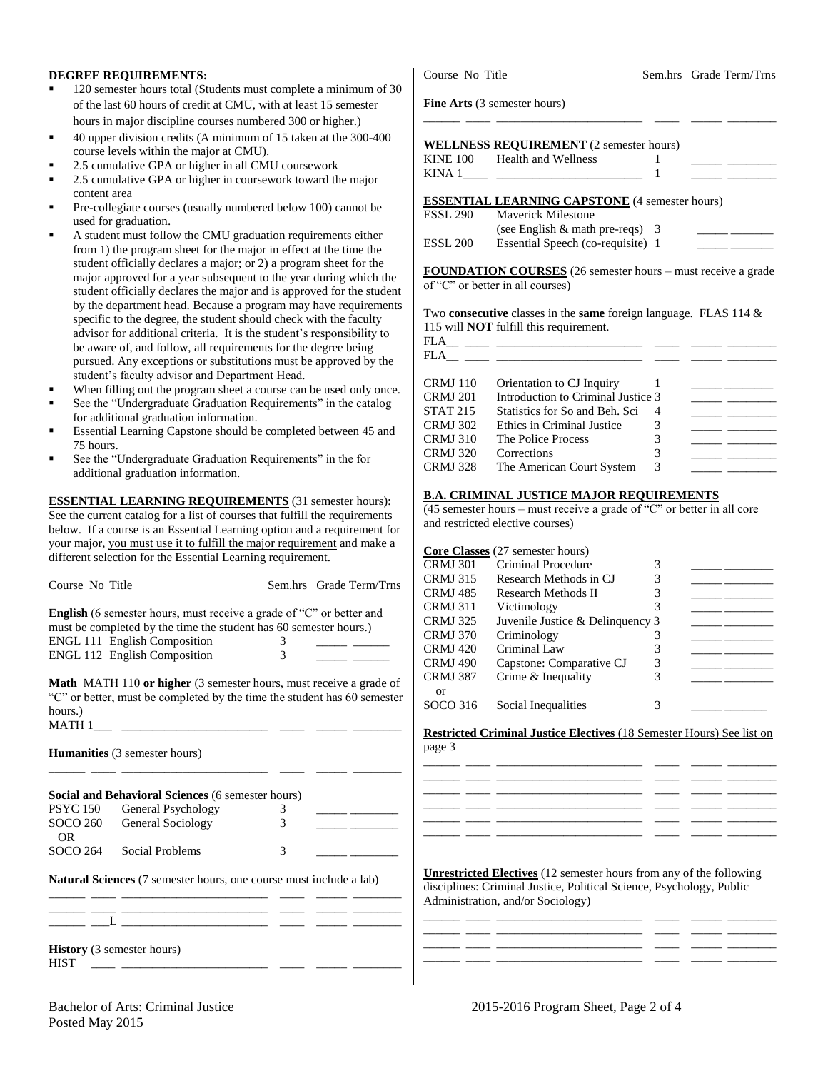**DEGREE REQUIREMENTS:**

- 120 semester hours total (Students must complete a minimum of 30 of the last 60 hours of credit at CMU, with at least 15 semester hours in major discipline courses numbered 300 or higher.)
- 40 upper division credits (A minimum of 15 taken at the 300-400 course levels within the major at CMU).
- 2.5 cumulative GPA or higher in all CMU coursework
- 2.5 cumulative GPA or higher in coursework toward the major content area
- Pre-collegiate courses (usually numbered below 100) cannot be used for graduation.
- A student must follow the CMU graduation requirements either from 1) the program sheet for the major in effect at the time the student officially declares a major; or 2) a program sheet for the major approved for a year subsequent to the year during which the student officially declares the major and is approved for the student by the department head. Because a program may have requirements specific to the degree, the student should check with the faculty advisor for additional criteria. It is the student's responsibility to be aware of, and follow, all requirements for the degree being pursued. Any exceptions or substitutions must be approved by the student's faculty advisor and Department Head.
- When filling out the program sheet a course can be used only once.
- See the "Undergraduate Graduation Requirements" in the catalog for additional graduation information.
- Essential Learning Capstone should be completed between 45 and 75 hours.
- See the "Undergraduate Graduation Requirements" in the for additional graduation information.

**ESSENTIAL LEARNING REQUIREMENTS** (31 semester hours): See the current catalog for a list of courses that fulfill the requirements below. If a course is an Essential Learning option and a requirement for your major, you must use it to fulfill the major requirement and make a different selection for the Essential Learning requirement.

| Course No | Title | Sem.hrs | Grade | Term/Trns |
|---|---|---|---|---|
| **English** (6 semester hours, must receive a grade of "C" or better and must be completed by the time the student has 60 semester hours.) | | | | |
| ENGL 111 | English Composition | 3 | | |
| ENGL 112 | English Composition | 3 | | |
| **Math** MATH 110 **or higher** (3 semester hours, must receive a grade of "C" or better, must be completed by the time the student has 60 semester hours.) | | | | |
| MATH 1___ | | | | |
| **Humanities** (3 semester hours) | | | | |
| | | | | |
| **Social and Behavioral Sciences** (6 semester hours) | | | | |
| PSYC 150 | General Psychology | 3 | | |
| SOCO 260 OR SOCO 264 | General Sociology OR Social Problems | 3 | | |
| **Natural Sciences** (7 semester hours, one course must include a lab) | | | | |
| | | | | |
| | | | | |
| ___L | | | | |
| **History** (3 semester hours) | | | | |
| HIST | | | | |
| **Fine Arts** (3 semester hours) | | | | |
| | | | | |

**WELLNESS REQUIREMENT** (2 semester hours)

| Course No | Title | Sem.hrs | Grade | Term/Trns |
|---|---|---|---|---|
| KINE 100 | Health and Wellness | 1 | | |
| KINA 1____ | | 1 | | |

**ESSENTIAL LEARNING CAPSTONE** (4 semester hours)

| Course No | Title | Sem.hrs | Grade | Term/Trns |
|---|---|---|---|---|
| ESSL 290 | Maverick Milestone (see English & math pre-reqs) | 3 | | |
| ESSL 200 | Essential Speech (co-requisite) | 1 | | |

**FOUNDATION COURSES** (26 semester hours – must receive a grade of "C" or better in all courses)

Two **consecutive** classes in the **same** foreign language. FLAS 114 & 115 will **NOT** fulfill this requirement.

| Course No | Title | Sem.hrs | Grade | Term/Trns |
|---|---|---|---|---|
| FLA__ ____ | | | | |
| FLA__ ____ | | | | |
| CRMJ 110 | Orientation to CJ Inquiry | 1 | | |
| CRMJ 201 | Introduction to Criminal Justice | 3 | | |
| STAT 215 | Statistics for So and Beh. Sci | 4 | | |
| CRMJ 302 | Ethics in Criminal Justice | 3 | | |
| CRMJ 310 | The Police Process | 3 | | |
| CRMJ 320 | Corrections | 3 | | |
| CRMJ 328 | The American Court System | 3 | | |

**B.A. CRIMINAL JUSTICE MAJOR REQUIREMENTS**

(45 semester hours – must receive a grade of "C" or better in all core and restricted elective courses)

**Core Classes** (27 semester hours)

| Course No | Title | Sem.hrs | Grade | Term/Trns |
|---|---|---|---|---|
| CRMJ 301 | Criminal Procedure | 3 | | |
| CRMJ 315 | Research Methods in CJ | 3 | | |
| CRMJ 485 | Research Methods II | 3 | | |
| CRMJ 311 | Victimology | 3 | | |
| CRMJ 325 | Juvenile Justice & Delinquency | 3 | | |
| CRMJ 370 | Criminology | 3 | | |
| CRMJ 420 | Criminal Law | 3 | | |
| CRMJ 490 | Capstone: Comparative CJ | 3 | | |
| CRMJ 387 or SOCO 316 | Crime & Inequality or Social Inequalities | 3 | | |

**Restricted Criminal Justice Electives** (18 Semester Hours) See list on page 3

| Course No | Title | Sem.hrs | Grade | Term/Trns |
|---|---|---|---|---|
| | | | | |
| | | | | |
| | | | | |
| | | | | |
| | | | | |
| | | | | |

**Unrestricted Electives** (12 semester hours from any of the following disciplines: Criminal Justice, Political Science, Psychology, Public Administration, and/or Sociology)

| Course No | Title | Sem.hrs | Grade | Term/Trns |
|---|---|---|---|---|
| | | | | |
| | | | | |
| | | | | |
| | | | | |

Bachelor of Arts: Criminal Justice
Posted May 2015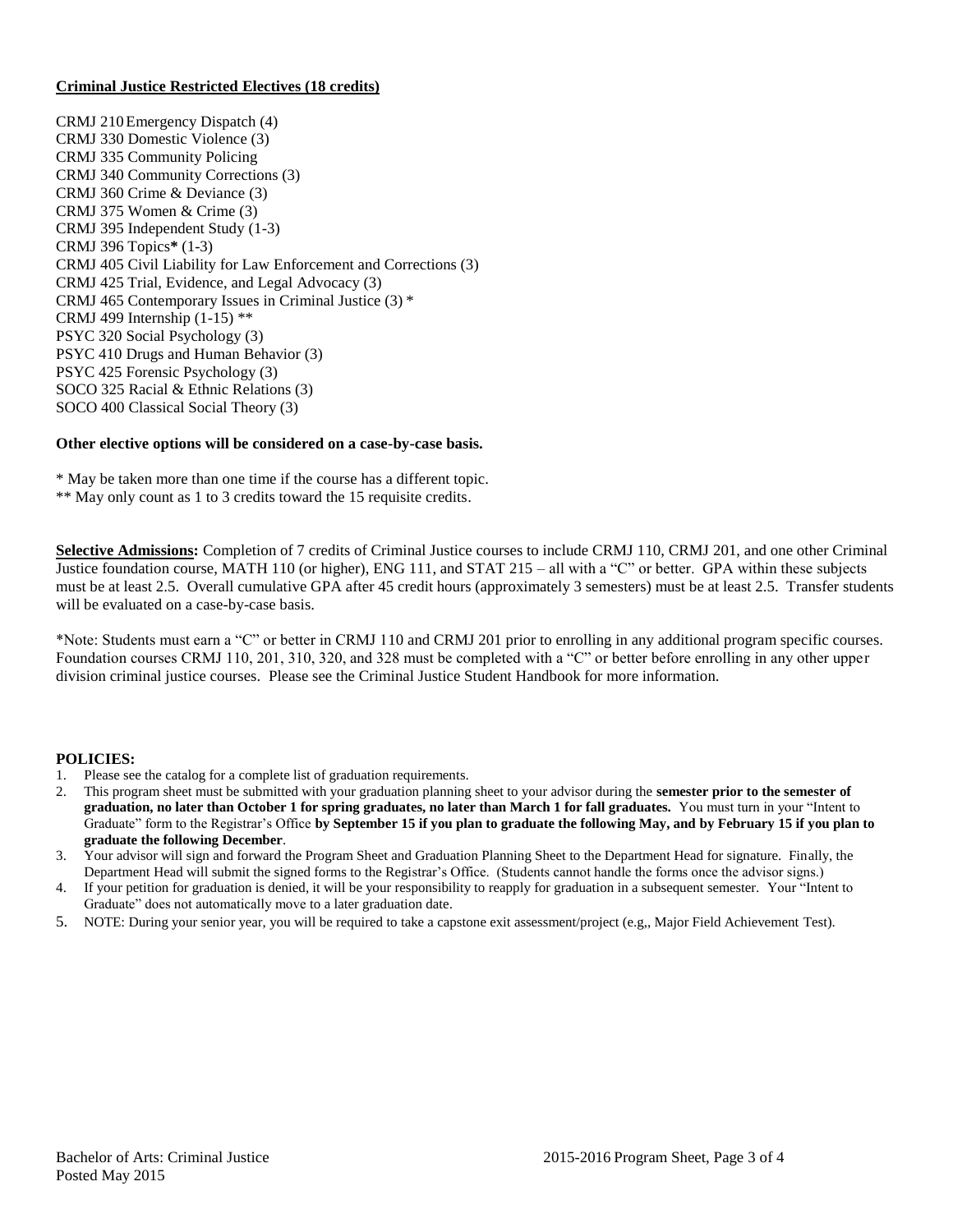**Criminal Justice Restricted Electives (18 credits)**

CRMJ 210 Emergency Dispatch (4)
CRMJ 330 Domestic Violence (3)
CRMJ 335 Community Policing
CRMJ 340 Community Corrections (3)
CRMJ 360 Crime & Deviance (3)
CRMJ 375 Women & Crime (3)
CRMJ 395 Independent Study (1-3)
CRMJ 396 Topics* (1-3)
CRMJ 405 Civil Liability for Law Enforcement and Corrections (3)
CRMJ 425 Trial, Evidence, and Legal Advocacy (3)
CRMJ 465 Contemporary Issues in Criminal Justice (3) *
CRMJ 499 Internship (1-15) **
PSYC 320 Social Psychology (3)
PSYC 410 Drugs and Human Behavior (3)
PSYC 425 Forensic Psychology (3)
SOCO 325 Racial & Ethnic Relations (3)
SOCO 400 Classical Social Theory (3)

**Other elective options will be considered on a case-by-case basis.**

* May be taken more than one time if the course has a different topic.
** May only count as 1 to 3 credits toward the 15 requisite credits.

**Selective Admissions:** Completion of 7 credits of Criminal Justice courses to include CRMJ 110, CRMJ 201, and one other Criminal Justice foundation course, MATH 110 (or higher), ENG 111, and STAT 215 – all with a "C" or better. GPA within these subjects must be at least 2.5. Overall cumulative GPA after 45 credit hours (approximately 3 semesters) must be at least 2.5. Transfer students will be evaluated on a case-by-case basis.

*Note: Students must earn a "C" or better in CRMJ 110 and CRMJ 201 prior to enrolling in any additional program specific courses. Foundation courses CRMJ 110, 201, 310, 320, and 328 must be completed with a "C" or better before enrolling in any other upper division criminal justice courses. Please see the Criminal Justice Student Handbook for more information.

**POLICIES:**

1. Please see the catalog for a complete list of graduation requirements.
2. This program sheet must be submitted with your graduation planning sheet to your advisor during the **semester prior to the semester of graduation, no later than October 1 for spring graduates, no later than March 1 for fall graduates.** You must turn in your "Intent to Graduate" form to the Registrar's Office **by September 15 if you plan to graduate the following May, and by February 15 if you plan to graduate the following December**.
3. Your advisor will sign and forward the Program Sheet and Graduation Planning Sheet to the Department Head for signature. Finally, the Department Head will submit the signed forms to the Registrar's Office. (Students cannot handle the forms once the advisor signs.)
4. If your petition for graduation is denied, it will be your responsibility to reapply for graduation in a subsequent semester. Your "Intent to Graduate" does not automatically move to a later graduation date.
5. NOTE: During your senior year, you will be required to take a capstone exit assessment/project (e.g,, Major Field Achievement Test).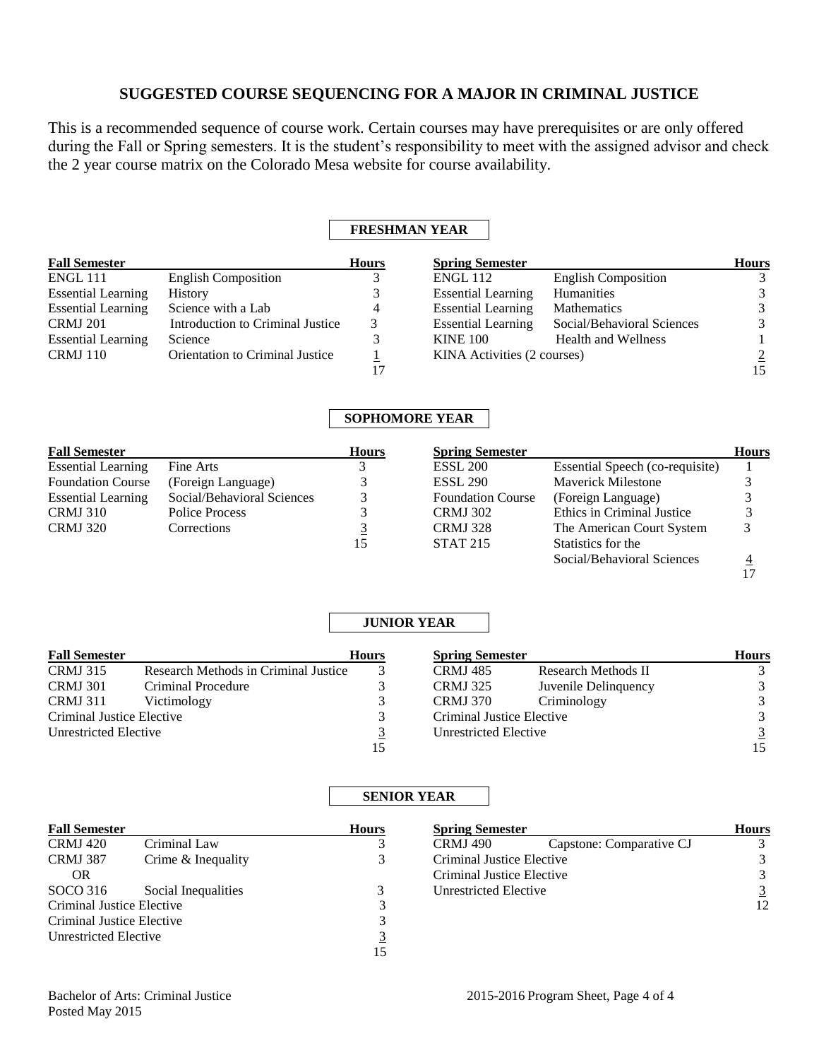## SUGGESTED COURSE SEQUENCING FOR A MAJOR IN CRIMINAL JUSTICE

This is a recommended sequence of course work. Certain courses may have prerequisites or are only offered during the Fall or Spring semesters. It is the student's responsibility to meet with the assigned advisor and check the 2 year course matrix on the Colorado Mesa website for course availability.

### FRESHMAN YEAR

| Fall Semester | | Hours | Spring Semester | | Hours |
|---|---|---|---|---|---|
| ENGL 111 | English Composition | 3 | ENGL 112 | English Composition | 3 |
| Essential Learning | History | 3 | Essential Learning | Humanities | 3 |
| Essential Learning | Science with a Lab | 4 | Essential Learning | Mathematics | 3 |
| CRMJ 201 | Introduction to Criminal Justice | 3 | Essential Learning | Social/Behavioral Sciences | 3 |
| Essential Learning | Science | 3 | KINE 100 | Health and Wellness | 1 |
| CRMJ 110 | Orientation to Criminal Justice | 1 | KINA Activities (2 courses) | | 2 |
| | | 17 | | | 15 |

### SOPHOMORE YEAR

| Fall Semester | | Hours | Spring Semester | | Hours |
|---|---|---|---|---|---|
| Essential Learning | Fine Arts | 3 | ESSL 200 | Essential Speech (co-requisite) | 1 |
| Foundation Course | (Foreign Language) | 3 | ESSL 290 | Maverick Milestone | 3 |
| Essential Learning | Social/Behavioral Sciences | 3 | Foundation Course | (Foreign Language) | 3 |
| CRMJ 310 | Police Process | 3 | CRMJ 302 | Ethics in Criminal Justice | 3 |
| CRMJ 320 | Corrections | 3 | CRMJ 328 | The American Court System | 3 |
| | | 15 | STAT 215 | Statistics for the Social/Behavioral Sciences | 4 |
| | | | | | 17 |

### JUNIOR YEAR

| Fall Semester | | Hours | Spring Semester | | Hours |
|---|---|---|---|---|---|
| CRMJ 315 | Research Methods in Criminal Justice | 3 | CRMJ 485 | Research Methods II | 3 |
| CRMJ 301 | Criminal Procedure | 3 | CRMJ 325 | Juvenile Delinquency | 3 |
| CRMJ 311 | Victimology | 3 | CRMJ 370 | Criminology | 3 |
| Criminal Justice Elective | | 3 | Criminal Justice Elective | | 3 |
| Unrestricted Elective | | 3 | Unrestricted Elective | | 3 |
| | | 15 | | | 15 |

### SENIOR YEAR

| Fall Semester | | Hours | Spring Semester | | Hours |
|---|---|---|---|---|---|
| CRMJ 420 | Criminal Law | 3 | CRMJ 490 | Capstone: Comparative CJ | 3 |
| CRMJ 387 | Crime & Inequality | 3 | Criminal Justice Elective | | 3 |
| OR | | | Criminal Justice Elective | | 3 |
| SOCO 316 | Social Inequalities | 3 | Unrestricted Elective | | 3 |
| Criminal Justice Elective | | 3 | | | 12 |
| Criminal Justice Elective | | 3 | | | |
| Unrestricted Elective | | 3 | | | |
| | | 15 | | | |

Bachelor of Arts: Criminal Justice
Posted May 2015

2015-2016 Program Sheet